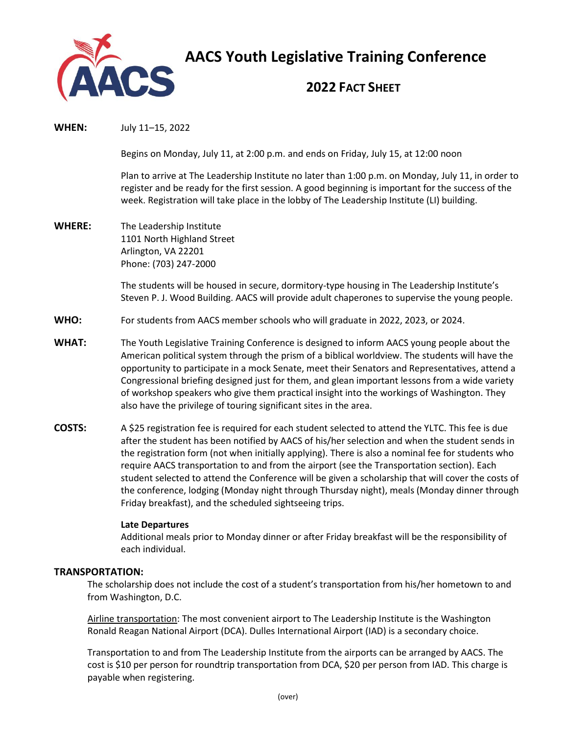# AACS Youth Legislative Training Conference

## 2022 Fact Sheet

**WHEN:** July 11–15, 2022

Begins on Monday, July 11, at 2:00 p.m. and ends on Friday, July 15, at 12:00 noon

Plan to arrive at The Leadership Institute no later than 1:00 p.m. on Monday, July 11, in order to register and be ready for the first session. A good beginning is important for the success of the week. Registration will take place in the lobby of The Leadership Institute (LI) building.

**WHERE:** The Leadership Institute
1101 North Highland Street
Arlington, VA 22201
Phone: (703) 247-2000

The students will be housed in secure, dormitory-type housing in The Leadership Institute's Steven P. J. Wood Building. AACS will provide adult chaperones to supervise the young people.

**WHO:** For students from AACS member schools who will graduate in 2022, 2023, or 2024.

**WHAT:** The Youth Legislative Training Conference is designed to inform AACS young people about the American political system through the prism of a biblical worldview. The students will have the opportunity to participate in a mock Senate, meet their Senators and Representatives, attend a Congressional briefing designed just for them, and glean important lessons from a wide variety of workshop speakers who give them practical insight into the workings of Washington. They also have the privilege of touring significant sites in the area.

**COSTS:** A $25 registration fee is required for each student selected to attend the YLTC. This fee is due after the student has been notified by AACS of his/her selection and when the student sends in the registration form (not when initially applying). There is also a nominal fee for students who require AACS transportation to and from the airport (see the Transportation section). Each student selected to attend the Conference will be given a scholarship that will cover the costs of the conference, lodging (Monday night through Thursday night), meals (Monday dinner through Friday breakfast), and the scheduled sightseeing trips.

**Late Departures**
Additional meals prior to Monday dinner or after Friday breakfast will be the responsibility of each individual.

**TRANSPORTATION:**

The scholarship does not include the cost of a student's transportation from his/her hometown to and from Washington, D.C.

Airline transportation: The most convenient airport to The Leadership Institute is the Washington Ronald Reagan National Airport (DCA). Dulles International Airport (IAD) is a secondary choice.

Transportation to and from The Leadership Institute from the airports can be arranged by AACS. The cost is $10 per person for roundtrip transportation from DCA, $20 per person from IAD. This charge is payable when registering.

(over)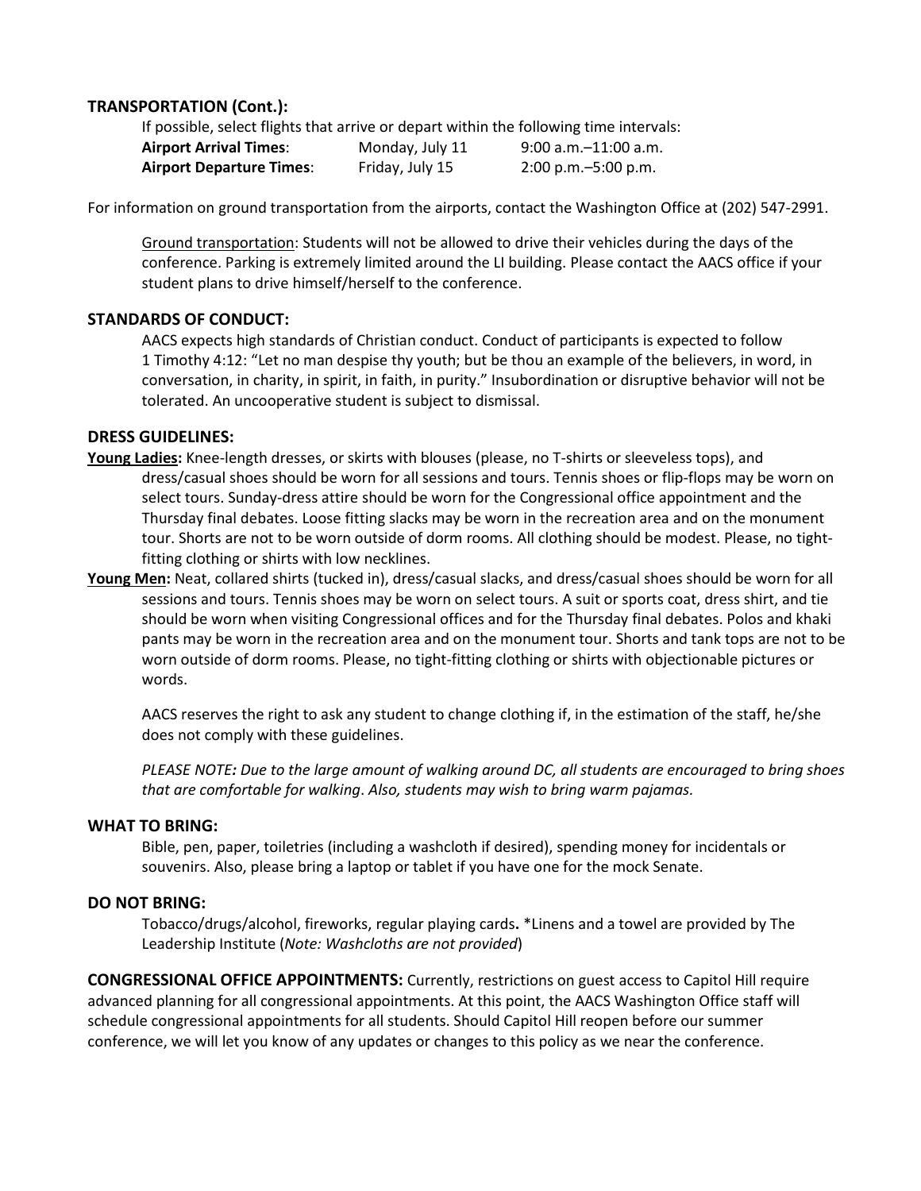### TRANSPORTATION (Cont.):

If possible, select flights that arrive or depart within the following time intervals:

| | | |
|---|---|---|
| **Airport Arrival Times**: | Monday, July 11 | 9:00 a.m.–11:00 a.m. |
| **Airport Departure Times**: | Friday, July 15 | 2:00 p.m.–5:00 p.m. |

For information on ground transportation from the airports, contact the Washington Office at (202) 547-2991.

Ground transportation: Students will not be allowed to drive their vehicles during the days of the conference. Parking is extremely limited around the LI building. Please contact the AACS office if your student plans to drive himself/herself to the conference.

### STANDARDS OF CONDUCT:

AACS expects high standards of Christian conduct. Conduct of participants is expected to follow 1 Timothy 4:12: "Let no man despise thy youth; but be thou an example of the believers, in word, in conversation, in charity, in spirit, in faith, in purity." Insubordination or disruptive behavior will not be tolerated. An uncooperative student is subject to dismissal.

### DRESS GUIDELINES:

**Young Ladies:** Knee-length dresses, or skirts with blouses (please, no T-shirts or sleeveless tops), and dress/casual shoes should be worn for all sessions and tours. Tennis shoes or flip-flops may be worn on select tours. Sunday-dress attire should be worn for the Congressional office appointment and the Thursday final debates. Loose fitting slacks may be worn in the recreation area and on the monument tour. Shorts are not to be worn outside of dorm rooms. All clothing should be modest. Please, no tight-fitting clothing or shirts with low necklines.

**Young Men:** Neat, collared shirts (tucked in), dress/casual slacks, and dress/casual shoes should be worn for all sessions and tours. Tennis shoes may be worn on select tours. A suit or sports coat, dress shirt, and tie should be worn when visiting Congressional offices and for the Thursday final debates. Polos and khaki pants may be worn in the recreation area and on the monument tour. Shorts and tank tops are not to be worn outside of dorm rooms. Please, no tight-fitting clothing or shirts with objectionable pictures or words.

AACS reserves the right to ask any student to change clothing if, in the estimation of the staff, he/she does not comply with these guidelines.

*PLEASE NOTE: Due to the large amount of walking around DC, all students are encouraged to bring shoes that are comfortable for walking. Also, students may wish to bring warm pajamas.*

### WHAT TO BRING:

Bible, pen, paper, toiletries (including a washcloth if desired), spending money for incidentals or souvenirs. Also, please bring a laptop or tablet if you have one for the mock Senate.

### DO NOT BRING:

Tobacco/drugs/alcohol, fireworks, regular playing cards**.** *Linens and a towel are provided by The Leadership Institute (*Note: Washcloths are not provided*)

**CONGRESSIONAL OFFICE APPOINTMENTS:** Currently, restrictions on guest access to Capitol Hill require advanced planning for all congressional appointments. At this point, the AACS Washington Office staff will schedule congressional appointments for all students. Should Capitol Hill reopen before our summer conference, we will let you know of any updates or changes to this policy as we near the conference.